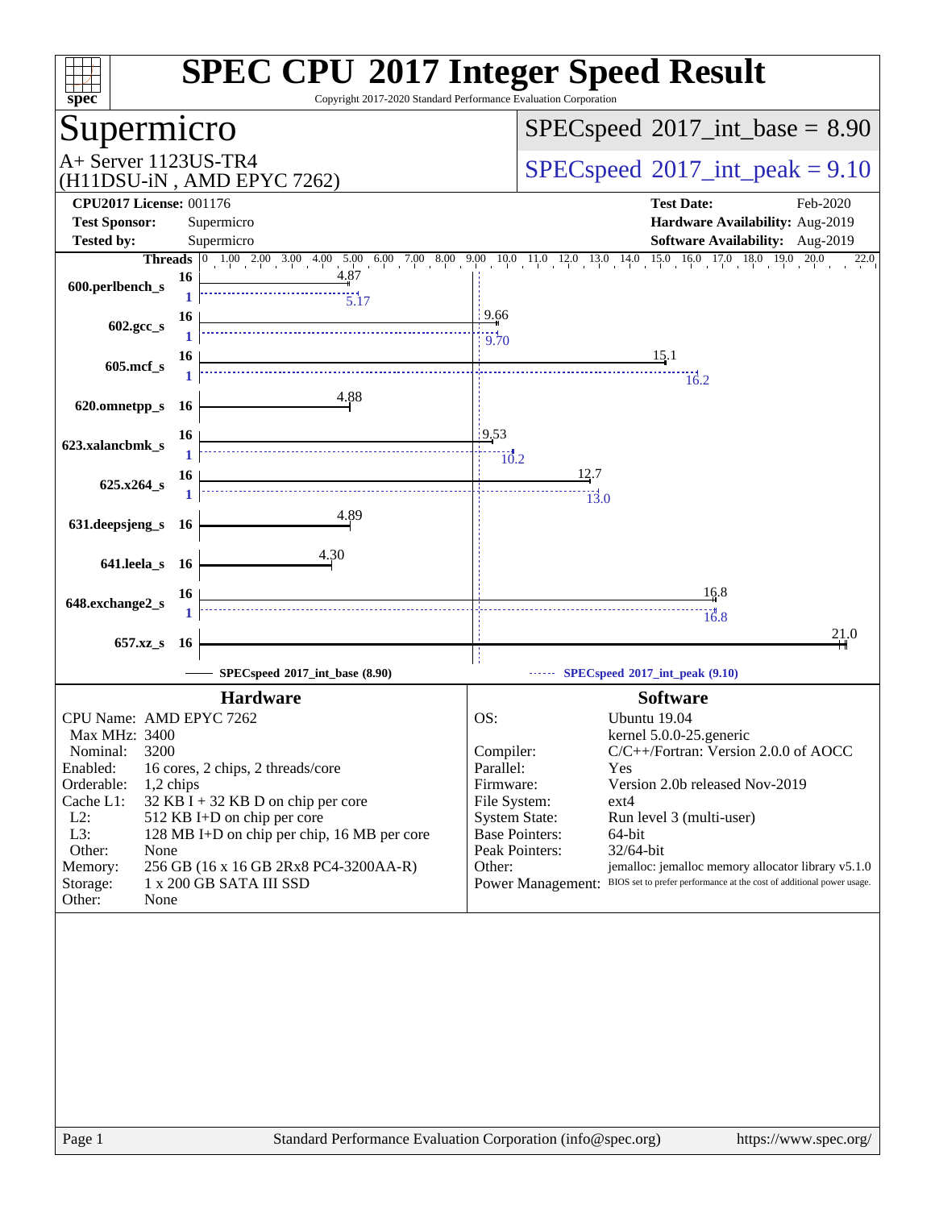# SPEC CPU 2017 Integer Speed Result

Copyright 2017-2020 Standard Performance Evaluation Corporation

## Supermicro

A+ Server 1123US-TR4
(H11DSU-iN , AMD EPYC 7262)

SPECspeed 2017_int_base = 8.90

SPECspeed 2017_int_peak = 9.10

**CPU2017 License:** 001176
**Test Sponsor:** Supermicro
**Tested by:** Supermicro

**Test Date:** Feb-2020
**Hardware Availability:** Aug-2019
**Software Availability:** Aug-2019

| Benchmark | Threads (base) | Base | Threads (peak) | Peak |
|---|---|---|---|---|
| 600.perlbench_s | 16 | 4.87 | 1 | 5.17 |
| 602.gcc_s | 16 | 9.66 | 1 | 9.70 |
| 605.mcf_s | 16 | 15.1 | 1 | 16.2 |
| 620.omnetpp_s | 16 | 4.88 | | |
| 623.xalancbmk_s | 16 | 9.53 | 1 | 10.2 |
| 625.x264_s | 16 | 12.7 | 1 | 13.0 |
| 631.deepsjeng_s | 16 | 4.89 | | |
| 641.leela_s | 16 | 4.30 | | |
| 648.exchange2_s | 16 | 16.8 | 1 | 16.8 |
| 657.xz_s | 16 | 21.0 | | |

SPECspeed 2017_int_base (8.90) — SPECspeed 2017_int_peak (9.10)

### Hardware

- **CPU Name:** AMD EPYC 7262
- **Max MHz:** 3400
- **Nominal:** 3200
- **Enabled:** 16 cores, 2 chips, 2 threads/core
- **Orderable:** 1,2 chips
- **Cache L1:** 32 KB I + 32 KB D on chip per core
- **L2:** 512 KB I+D on chip per core
- **L3:** 128 MB I+D on chip per chip, 16 MB per core
- **Other:** None
- **Memory:** 256 GB (16 x 16 GB 2Rx8 PC4-3200AA-R)
- **Storage:** 1 x 200 GB SATA III SSD
- **Other:** None

### Software

- **OS:** Ubuntu 19.04
  kernel 5.0.0-25.generic
- **Compiler:** C/C++/Fortran: Version 2.0.0 of AOCC
- **Parallel:** Yes
- **Firmware:** Version 2.0b released Nov-2019
- **File System:** ext4
- **System State:** Run level 3 (multi-user)
- **Base Pointers:** 64-bit
- **Peak Pointers:** 32/64-bit
- **Other:** jemalloc: jemalloc memory allocator library v5.1.0
- **Power Management:** BIOS set to prefer performance at the cost of additional power usage.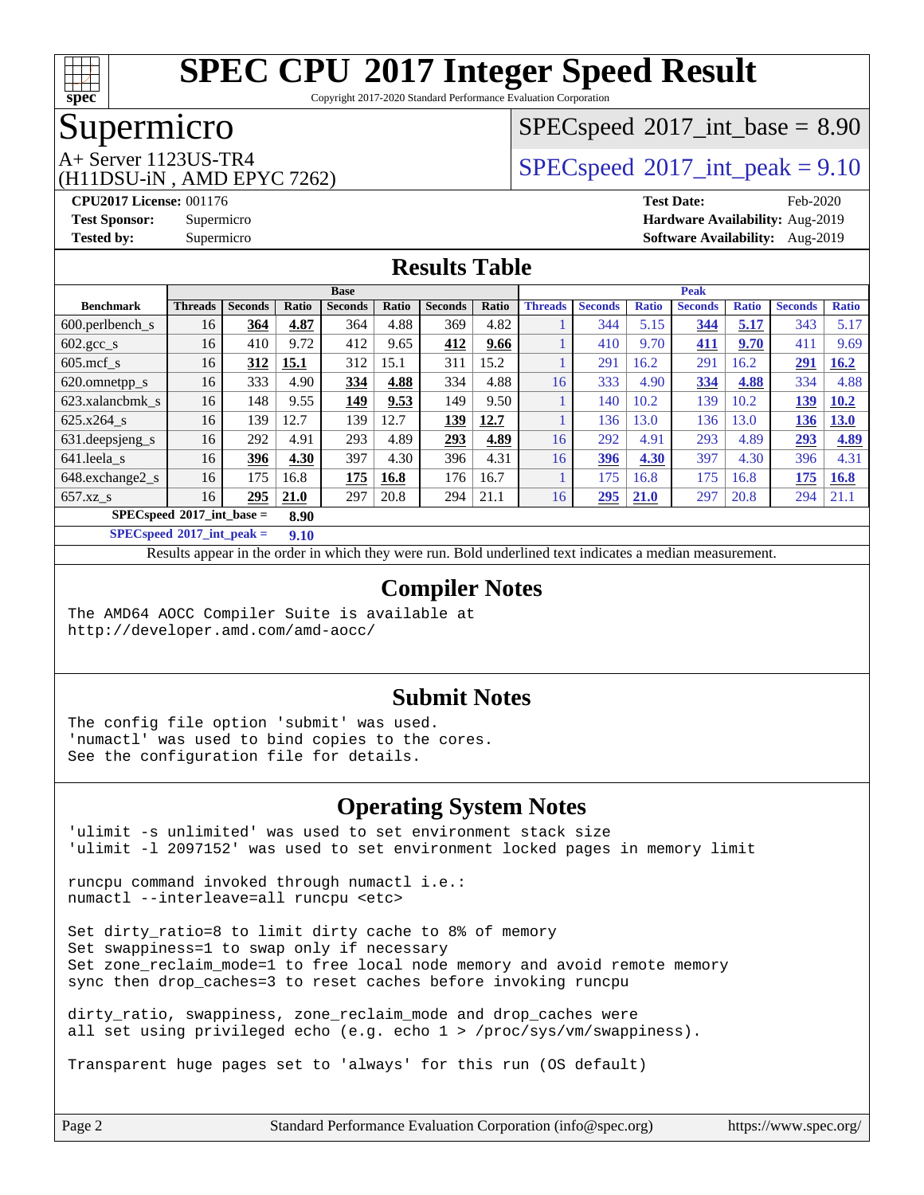# SPEC CPU 2017 Integer Speed Result

Copyright 2017-2020 Standard Performance Evaluation Corporation

## Supermicro

A+ Server 1123US-TR4
(H11DSU-iN , AMD EPYC 7262)

SPECspeed 2017_int_base = 8.90

SPECspeed 2017_int_peak = 9.10

**CPU2017 License:** 001176
**Test Sponsor:** Supermicro
**Tested by:** Supermicro

**Test Date:** Feb-2020
**Hardware Availability:** Aug-2019
**Software Availability:** Aug-2019

## Results Table

| Benchmark | Base | | | | | | | Peak | | | | | | |
|---|---|---|---|---|---|---|---|---|---|---|---|---|---|---|
| | Threads | Seconds | Ratio | Seconds | Ratio | Seconds | Ratio | Threads | Seconds | Ratio | Seconds | Ratio | Seconds | Ratio |
| 600.perlbench_s | 16 | **364** | **4.87** | 364 | 4.88 | 369 | 4.82 | 1 | 344 | 5.15 | **344** | **5.17** | 343 | 5.17 |
| 602.gcc_s | 16 | 410 | 9.72 | 412 | 9.65 | **412** | **9.66** | 1 | 410 | 9.70 | **411** | **9.70** | 411 | 9.69 |
| 605.mcf_s | 16 | **312** | **15.1** | 312 | 15.1 | 311 | 15.2 | 1 | 291 | 16.2 | 291 | 16.2 | **291** | **16.2** |
| 620.omnetpp_s | 16 | 333 | 4.90 | **334** | **4.88** | 334 | 4.88 | 16 | 333 | 4.90 | **334** | **4.88** | 334 | 4.88 |
| 623.xalancbmk_s | 16 | 148 | 9.55 | **149** | **9.53** | 149 | 9.50 | 1 | 140 | 10.2 | 139 | 10.2 | **139** | **10.2** |
| 625.x264_s | 16 | 139 | 12.7 | 139 | 12.7 | **139** | **12.7** | 1 | 136 | 13.0 | 136 | 13.0 | **136** | **13.0** |
| 631.deepsjeng_s | 16 | 292 | 4.91 | 293 | 4.89 | **293** | **4.89** | 16 | 292 | 4.91 | 293 | 4.89 | **293** | **4.89** |
| 641.leela_s | 16 | **396** | **4.30** | 397 | 4.30 | 396 | 4.31 | 16 | **396** | **4.30** | 397 | 4.30 | 396 | 4.31 |
| 648.exchange2_s | 16 | 175 | 16.8 | **175** | **16.8** | 176 | 16.7 | 1 | 175 | 16.8 | 175 | 16.8 | **175** | **16.8** |
| 657.xz_s | 16 | **295** | **21.0** | 297 | 20.8 | 294 | 21.1 | 16 | **295** | **21.0** | 297 | 20.8 | 294 | 21.1 |

**SPECspeed 2017_int_base = 8.90**

**SPECspeed 2017_int_peak = 9.10**

Results appear in the order in which they were run. Bold underlined text indicates a median measurement.

## Compiler Notes

```
The AMD64 AOCC Compiler Suite is available at
http://developer.amd.com/amd-aocc/
```

## Submit Notes

```
The config file option 'submit' was used.
'numactl' was used to bind copies to the cores.
See the configuration file for details.
```

## Operating System Notes

```
'ulimit -s unlimited' was used to set environment stack size
'ulimit -l 2097152' was used to set environment locked pages in memory limit

runcpu command invoked through numactl i.e.:
numactl --interleave=all runcpu <etc>

Set dirty_ratio=8 to limit dirty cache to 8% of memory
Set swappiness=1 to swap only if necessary
Set zone_reclaim_mode=1 to free local node memory and avoid remote memory
sync then drop_caches=3 to reset caches before invoking runcpu

dirty_ratio, swappiness, zone_reclaim_mode and drop_caches were
all set using privileged echo (e.g. echo 1 > /proc/sys/vm/swappiness).

Transparent huge pages set to 'always' for this run (OS default)
```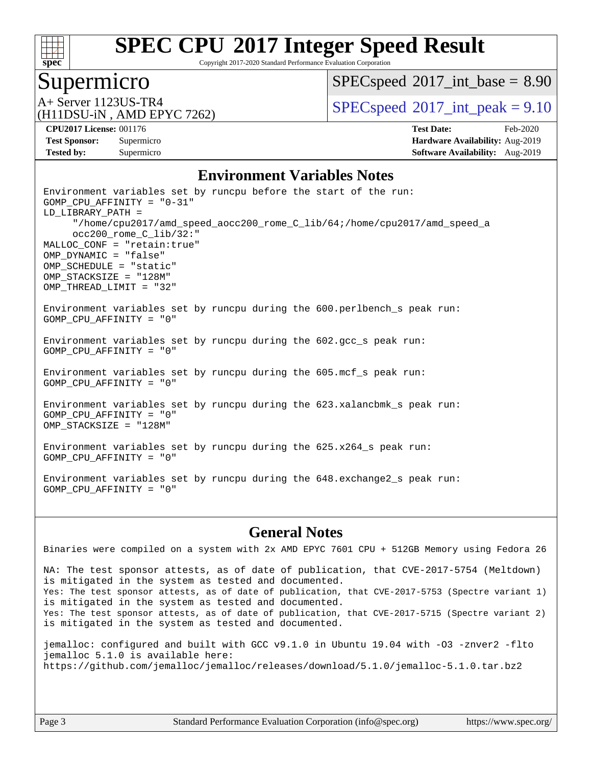# SPEC CPU 2017 Integer Speed Result

Copyright 2017-2020 Standard Performance Evaluation Corporation

## Supermicro

A+ Server 1123US-TR4
(H11DSU-iN , AMD EPYC 7262)

SPECspeed 2017_int_base = 8.90

SPECspeed 2017_int_peak = 9.10

**CPU2017 License:** 001176
**Test Sponsor:** Supermicro
**Tested by:** Supermicro

**Test Date:** Feb-2020
**Hardware Availability:** Aug-2019
**Software Availability:** Aug-2019

### Environment Variables Notes

```
Environment variables set by runcpu before the start of the run:
GOMP_CPU_AFFINITY = "0-31"
LD_LIBRARY_PATH =
     "/home/cpu2017/amd_speed_aocc200_rome_C_lib/64;/home/cpu2017/amd_speed_a
     occ200_rome_C_lib/32:"
MALLOC_CONF = "retain:true"
OMP_DYNAMIC = "false"
OMP_SCHEDULE = "static"
OMP_STACKSIZE = "128M"
OMP_THREAD_LIMIT = "32"

Environment variables set by runcpu during the 600.perlbench_s peak run:
GOMP_CPU_AFFINITY = "0"

Environment variables set by runcpu during the 602.gcc_s peak run:
GOMP_CPU_AFFINITY = "0"

Environment variables set by runcpu during the 605.mcf_s peak run:
GOMP_CPU_AFFINITY = "0"

Environment variables set by runcpu during the 623.xalancbmk_s peak run:
GOMP_CPU_AFFINITY = "0"
OMP_STACKSIZE = "128M"

Environment variables set by runcpu during the 625.x264_s peak run:
GOMP_CPU_AFFINITY = "0"

Environment variables set by runcpu during the 648.exchange2_s peak run:
GOMP_CPU_AFFINITY = "0"
```

### General Notes

```
Binaries were compiled on a system with 2x AMD EPYC 7601 CPU + 512GB Memory using Fedora 26

NA: The test sponsor attests, as of date of publication, that CVE-2017-5754 (Meltdown)
is mitigated in the system as tested and documented.
Yes: The test sponsor attests, as of date of publication, that CVE-2017-5753 (Spectre variant 1)
is mitigated in the system as tested and documented.
Yes: The test sponsor attests, as of date of publication, that CVE-2017-5715 (Spectre variant 2)
is mitigated in the system as tested and documented.

jemalloc: configured and built with GCC v9.1.0 in Ubuntu 19.04 with -O3 -znver2 -flto
jemalloc 5.1.0 is available here:
https://github.com/jemalloc/jemalloc/releases/download/5.1.0/jemalloc-5.1.0.tar.bz2
```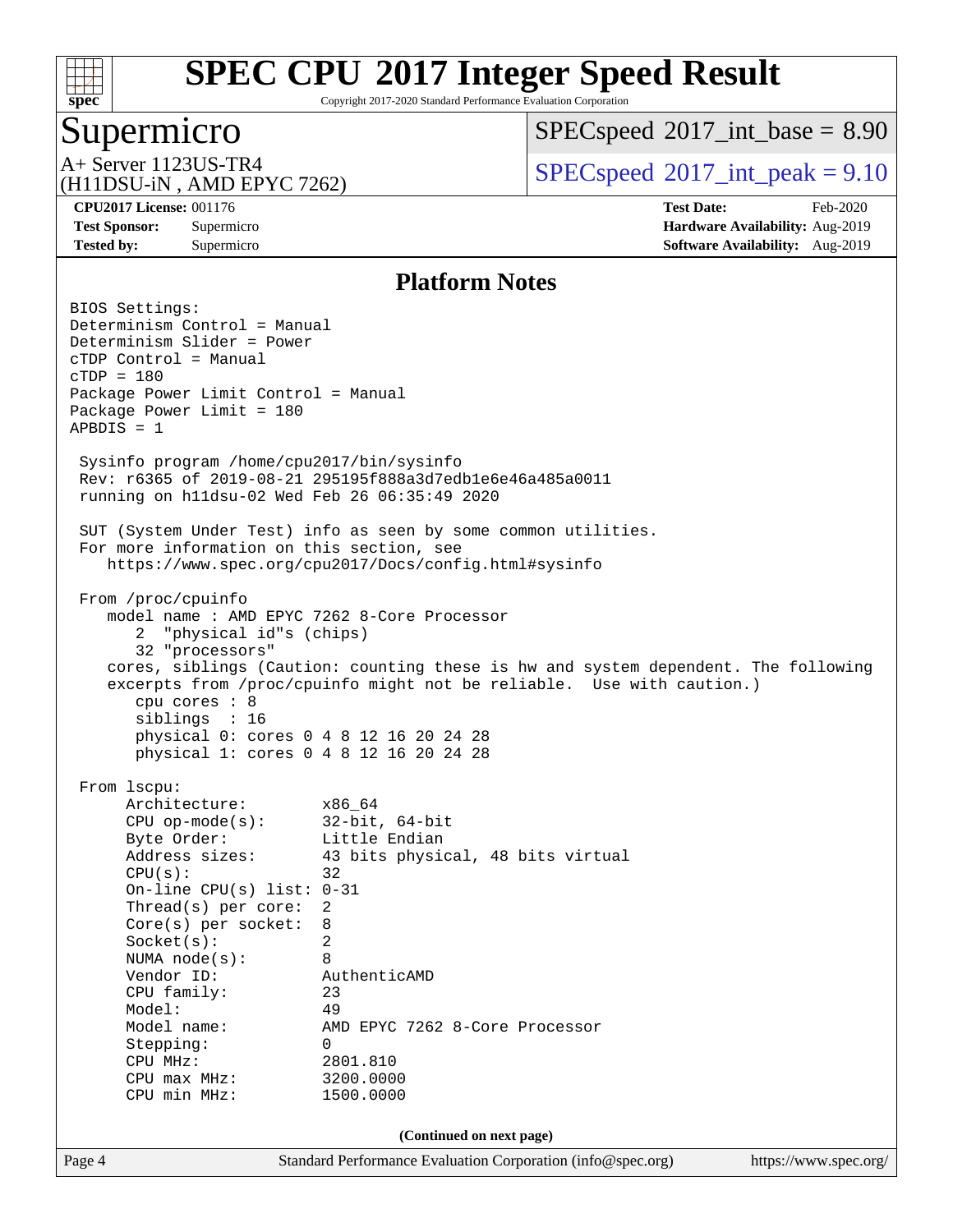# SPEC CPU 2017 Integer Speed Result

Copyright 2017-2020 Standard Performance Evaluation Corporation

## Supermicro

A+ Server 1123US-TR4
(H11DSU-iN , AMD EPYC 7262)

SPECspeed 2017_int_base = 8.90

SPECspeed 2017_int_peak = 9.10

**CPU2017 License:** 001176
**Test Sponsor:** Supermicro
**Tested by:** Supermicro

**Test Date:** Feb-2020
**Hardware Availability:** Aug-2019
**Software Availability:** Aug-2019

### Platform Notes

```
BIOS Settings:
Determinism Control = Manual
Determinism Slider = Power
cTDP Control = Manual
cTDP = 180
Package Power Limit Control = Manual
Package Power Limit = 180
APBDIS = 1

 Sysinfo program /home/cpu2017/bin/sysinfo
 Rev: r6365 of 2019-08-21 295195f888a3d7edb1e6e46a485a0011
 running on h11dsu-02 Wed Feb 26 06:35:49 2020

 SUT (System Under Test) info as seen by some common utilities.
 For more information on this section, see
    https://www.spec.org/cpu2017/Docs/config.html#sysinfo

 From /proc/cpuinfo
    model name : AMD EPYC 7262 8-Core Processor
       2  "physical id"s (chips)
       32 "processors"
    cores, siblings (Caution: counting these is hw and system dependent. The following
    excerpts from /proc/cpuinfo might not be reliable.  Use with caution.)
       cpu cores : 8
       siblings  : 16
       physical 0: cores 0 4 8 12 16 20 24 28
       physical 1: cores 0 4 8 12 16 20 24 28

 From lscpu:
      Architecture:          x86_64
      CPU op-mode(s):        32-bit, 64-bit
      Byte Order:            Little Endian
      Address sizes:         43 bits physical, 48 bits virtual
      CPU(s):                32
      On-line CPU(s) list: 0-31
      Thread(s) per core:  2
      Core(s) per socket:  8
      Socket(s):             2
      NUMA node(s):          8
      Vendor ID:             AuthenticAMD
      CPU family:            23
      Model:                 49
      Model name:            AMD EPYC 7262 8-Core Processor
      Stepping:              0
      CPU MHz:               2801.810
      CPU max MHz:           3200.0000
      CPU min MHz:           1500.0000
```

(Continued on next page)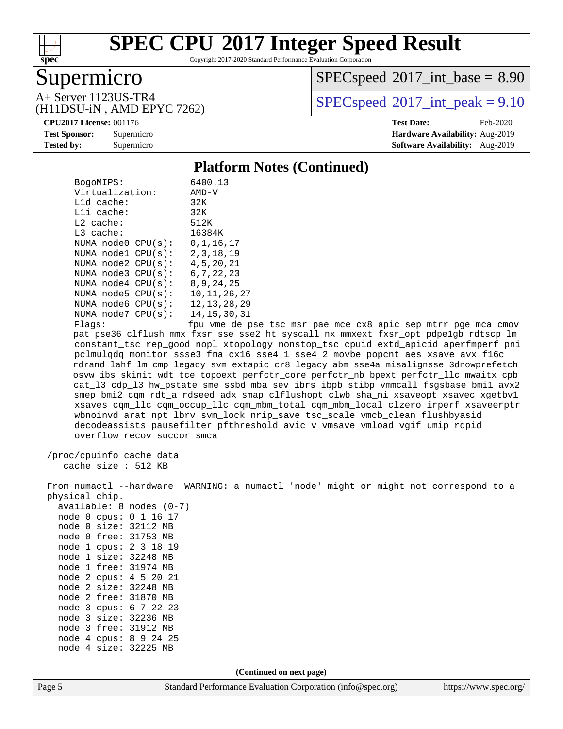# SPEC CPU 2017 Integer Speed Result

Copyright 2017-2020 Standard Performance Evaluation Corporation

## Supermicro

A+ Server 1123US-TR4
(H11DSU-iN , AMD EPYC 7262)

SPECspeed 2017_int_base = 8.90

SPECspeed 2017_int_peak = 9.10

**CPU2017 License:** 001176
**Test Sponsor:** Supermicro
**Tested by:** Supermicro

**Test Date:** Feb-2020
**Hardware Availability:** Aug-2019
**Software Availability:** Aug-2019

### Platform Notes (Continued)

```
     BogoMIPS:              6400.13
     Virtualization:        AMD-V
     L1d cache:             32K
     L1i cache:             32K
     L2 cache:              512K
     L3 cache:              16384K
     NUMA node0 CPU(s):     0,1,16,17
     NUMA node1 CPU(s):     2,3,18,19
     NUMA node2 CPU(s):     4,5,20,21
     NUMA node3 CPU(s):     6,7,22,23
     NUMA node4 CPU(s):     8,9,24,25
     NUMA node5 CPU(s):     10,11,26,27
     NUMA node6 CPU(s):     12,13,28,29
     NUMA node7 CPU(s):     14,15,30,31
     Flags:                 fpu vme de pse tsc msr pae mce cx8 apic sep mtrr pge mca cmov
     pat pse36 clflush mmx fxsr sse sse2 ht syscall nx mmxext fxsr_opt pdpe1gb rdtscp lm
     constant_tsc rep_good nopl xtopology nonstop_tsc cpuid extd_apicid aperfmperf pni
     pclmulqdq monitor ssse3 fma cx16 sse4_1 sse4_2 movbe popcnt aes xsave avx f16c
     rdrand lahf_lm cmp_legacy svm extapic cr8_legacy abm sse4a misalignsse 3dnowprefetch
     osvw ibs skinit wdt tce topoext perfctr_core perfctr_nb bpext perfctr_llc mwaitx cpb
     cat_l3 cdp_l3 hw_pstate sme ssbd mba sev ibrs ibpb stibp vmmcall fsgsbase bmi1 avx2
     smep bmi2 cqm rdt_a rdseed adx smap clflushopt clwb sha_ni xsaveopt xsavec xgetbv1
     xsaves cqm_llc cqm_occup_llc cqm_mbm_total cqm_mbm_local clzero irperf xsaveerptr
     wbnoinvd arat npt lbrv svm_lock nrip_save tsc_scale vmcb_clean flushbyasid
     decodeassists pausefilter pfthreshold avic v_vmsave_vmload vgif umip rdpid
     overflow_recov succor smca

 /proc/cpuinfo cache data
    cache size : 512 KB

 From numactl --hardware  WARNING: a numactl 'node' might or might not correspond to a
 physical chip.
   available: 8 nodes (0-7)
   node 0 cpus: 0 1 16 17
   node 0 size: 32112 MB
   node 0 free: 31753 MB
   node 1 cpus: 2 3 18 19
   node 1 size: 32248 MB
   node 1 free: 31974 MB
   node 2 cpus: 4 5 20 21
   node 2 size: 32248 MB
   node 2 free: 31870 MB
   node 3 cpus: 6 7 22 23
   node 3 size: 32236 MB
   node 3 free: 31912 MB
   node 4 cpus: 8 9 24 25
   node 4 size: 32225 MB
```

**(Continued on next page)**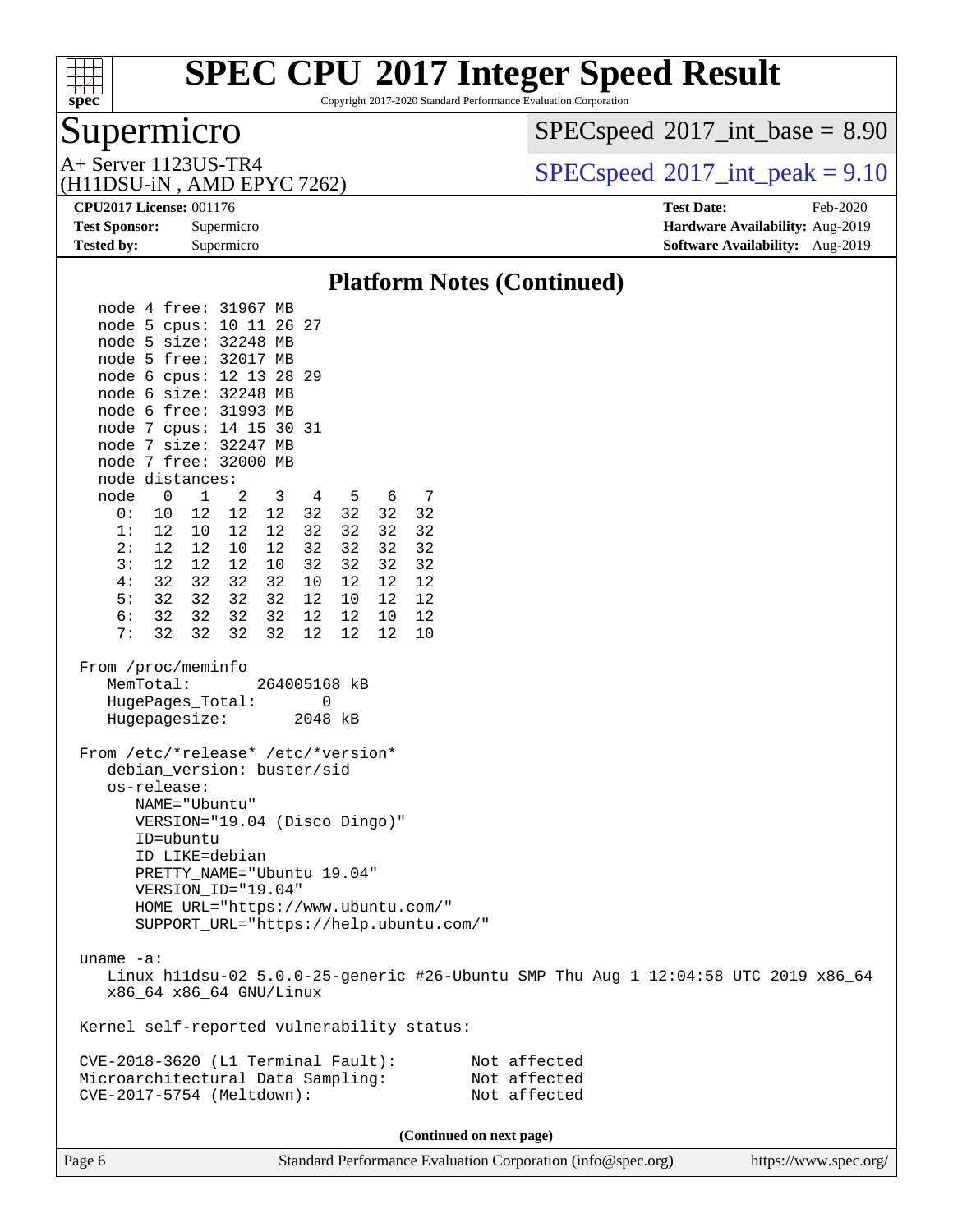# SPEC CPU 2017 Integer Speed Result

Copyright 2017-2020 Standard Performance Evaluation Corporation

## Supermicro

A+ Server 1123US-TR4
(H11DSU-iN , AMD EPYC 7262)

SPECspeed 2017_int_base = 8.90

SPECspeed 2017_int_peak = 9.10

**CPU2017 License:** 001176
**Test Sponsor:** Supermicro
**Tested by:** Supermicro

**Test Date:** Feb-2020
**Hardware Availability:** Aug-2019
**Software Availability:** Aug-2019

### Platform Notes (Continued)

```
  node 4 free: 31967 MB
  node 5 cpus: 10 11 26 27
  node 5 size: 32248 MB
  node 5 free: 32017 MB
  node 6 cpus: 12 13 28 29
  node 6 size: 32248 MB
  node 6 free: 31993 MB
  node 7 cpus: 14 15 30 31
  node 7 size: 32247 MB
  node 7 free: 32000 MB
  node distances:
  node   0   1   2   3   4   5   6   7
    0:  10  12  12  12  32  32  32  32
    1:  12  10  12  12  32  32  32  32
    2:  12  12  10  12  32  32  32  32
    3:  12  12  12  10  32  32  32  32
    4:  32  32  32  32  10  12  12  12
    5:  32  32  32  32  12  10  12  12
    6:  32  32  32  32  12  12  10  12
    7:  32  32  32  32  12  12  12  10

From /proc/meminfo
   MemTotal:       264005168 kB
   HugePages_Total:       0
   Hugepagesize:       2048 kB

From /etc/*release* /etc/*version*
   debian_version: buster/sid
   os-release:
      NAME="Ubuntu"
      VERSION="19.04 (Disco Dingo)"
      ID=ubuntu
      ID_LIKE=debian
      PRETTY_NAME="Ubuntu 19.04"
      VERSION_ID="19.04"
      HOME_URL="https://www.ubuntu.com/"
      SUPPORT_URL="https://help.ubuntu.com/"

uname -a:
   Linux h11dsu-02 5.0.0-25-generic #26-Ubuntu SMP Thu Aug 1 12:04:58 UTC 2019 x86_64
   x86_64 x86_64 GNU/Linux

Kernel self-reported vulnerability status:

CVE-2018-3620 (L1 Terminal Fault):         Not affected
Microarchitectural Data Sampling:          Not affected
CVE-2017-5754 (Meltdown):                  Not affected
```

(Continued on next page)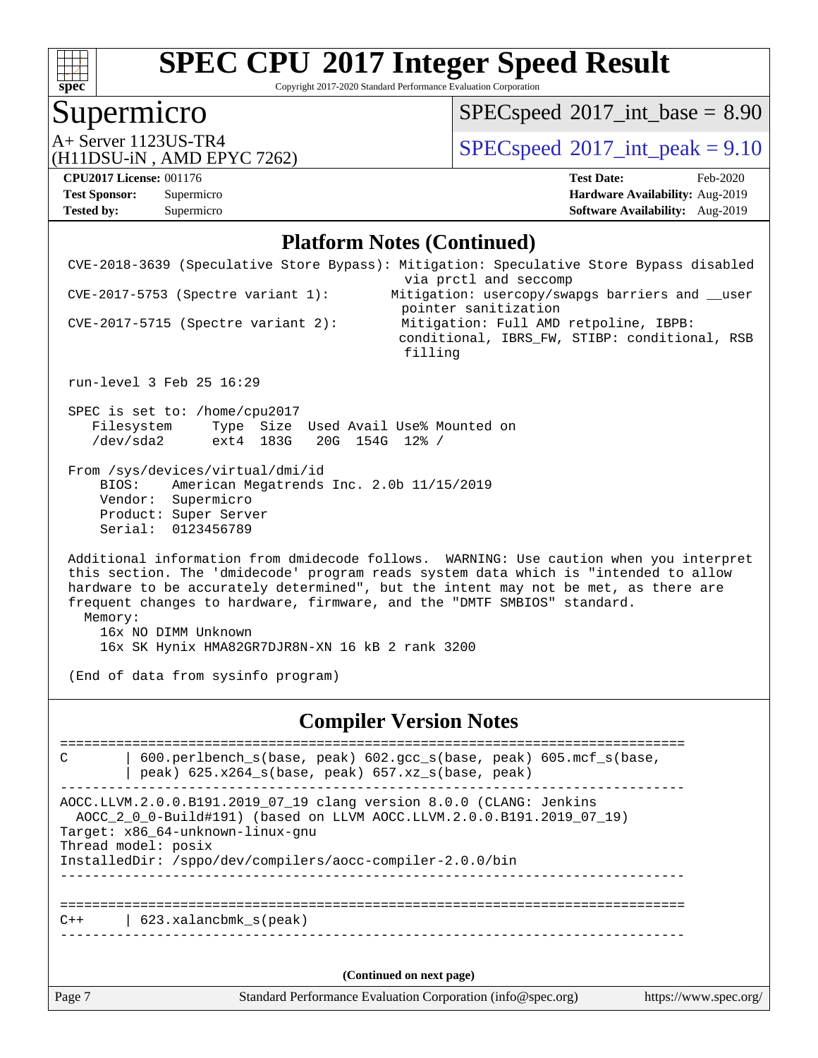# SPEC CPU 2017 Integer Speed Result

Copyright 2017-2020 Standard Performance Evaluation Corporation

## Supermicro

A+ Server 1123US-TR4
(H11DSU-iN , AMD EPYC 7262)

SPECspeed 2017_int_base = 8.90

SPECspeed 2017_int_peak = 9.10

**CPU2017 License:** 001176
**Test Sponsor:** Supermicro
**Tested by:** Supermicro

**Test Date:** Feb-2020
**Hardware Availability:** Aug-2019
**Software Availability:** Aug-2019

### Platform Notes (Continued)

```
CVE-2018-3639 (Speculative Store Bypass): Mitigation: Speculative Store Bypass disabled
                                          via prctl and seccomp
CVE-2017-5753 (Spectre variant 1):        Mitigation: usercopy/swapgs barriers and __user
                                          pointer sanitization
CVE-2017-5715 (Spectre variant 2):        Mitigation: Full AMD retpoline, IBPB:
                                          conditional, IBRS_FW, STIBP: conditional, RSB
                                          filling

run-level 3 Feb 25 16:29

SPEC is set to: /home/cpu2017
   Filesystem     Type  Size  Used Avail Use% Mounted on
   /dev/sda2      ext4  183G   20G  154G  12% /

From /sys/devices/virtual/dmi/id
    BIOS:    American Megatrends Inc. 2.0b 11/15/2019
    Vendor:  Supermicro
    Product: Super Server
    Serial:  0123456789

Additional information from dmidecode follows.  WARNING: Use caution when you interpret
this section. The 'dmidecode' program reads system data which is "intended to allow
hardware to be accurately determined", but the intent may not be met, as there are
frequent changes to hardware, firmware, and the "DMTF SMBIOS" standard.
  Memory:
    16x NO DIMM Unknown
    16x SK Hynix HMA82GR7DJR8N-XN 16 kB 2 rank 3200

(End of data from sysinfo program)
```

### Compiler Version Notes

```
==============================================================================
C       | 600.perlbench_s(base, peak) 602.gcc_s(base, peak) 605.mcf_s(base,
        | peak) 625.x264_s(base, peak) 657.xz_s(base, peak)
------------------------------------------------------------------------------
AOCC.LLVM.2.0.0.B191.2019_07_19 clang version 8.0.0 (CLANG: Jenkins
  AOCC_2_0_0-Build#191) (based on LLVM AOCC.LLVM.2.0.0.B191.2019_07_19)
Target: x86_64-unknown-linux-gnu
Thread model: posix
InstalledDir: /sppo/dev/compilers/aocc-compiler-2.0.0/bin
------------------------------------------------------------------------------

==============================================================================
C++     | 623.xalancbmk_s(peak)
------------------------------------------------------------------------------
```

(Continued on next page)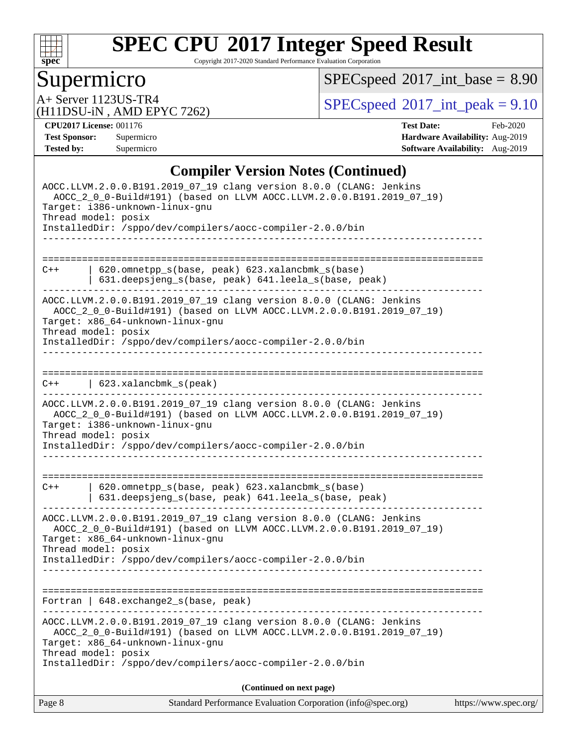## Compiler Version Notes (Continued)

```
AOCC.LLVM.2.0.0.B191.2019_07_19 clang version 8.0.0 (CLANG: Jenkins
  AOCC_2_0_0-Build#191) (based on LLVM AOCC.LLVM.2.0.0.B191.2019_07_19)
Target: i386-unknown-linux-gnu
Thread model: posix
InstalledDir: /sppo/dev/compilers/aocc-compiler-2.0.0/bin
------------------------------------------------------------------------------

==============================================================================
C++      | 620.omnetpp_s(base, peak) 623.xalancbmk_s(base)
         | 631.deepsjeng_s(base, peak) 641.leela_s(base, peak)
------------------------------------------------------------------------------
AOCC.LLVM.2.0.0.B191.2019_07_19 clang version 8.0.0 (CLANG: Jenkins
  AOCC_2_0_0-Build#191) (based on LLVM AOCC.LLVM.2.0.0.B191.2019_07_19)
Target: x86_64-unknown-linux-gnu
Thread model: posix
InstalledDir: /sppo/dev/compilers/aocc-compiler-2.0.0/bin
------------------------------------------------------------------------------

==============================================================================
C++      | 623.xalancbmk_s(peak)
------------------------------------------------------------------------------
AOCC.LLVM.2.0.0.B191.2019_07_19 clang version 8.0.0 (CLANG: Jenkins
  AOCC_2_0_0-Build#191) (based on LLVM AOCC.LLVM.2.0.0.B191.2019_07_19)
Target: i386-unknown-linux-gnu
Thread model: posix
InstalledDir: /sppo/dev/compilers/aocc-compiler-2.0.0/bin
------------------------------------------------------------------------------

==============================================================================
C++      | 620.omnetpp_s(base, peak) 623.xalancbmk_s(base)
         | 631.deepsjeng_s(base, peak) 641.leela_s(base, peak)
------------------------------------------------------------------------------
AOCC.LLVM.2.0.0.B191.2019_07_19 clang version 8.0.0 (CLANG: Jenkins
  AOCC_2_0_0-Build#191) (based on LLVM AOCC.LLVM.2.0.0.B191.2019_07_19)
Target: x86_64-unknown-linux-gnu
Thread model: posix
InstalledDir: /sppo/dev/compilers/aocc-compiler-2.0.0/bin
------------------------------------------------------------------------------

==============================================================================
Fortran | 648.exchange2_s(base, peak)
------------------------------------------------------------------------------
AOCC.LLVM.2.0.0.B191.2019_07_19 clang version 8.0.0 (CLANG: Jenkins
  AOCC_2_0_0-Build#191) (based on LLVM AOCC.LLVM.2.0.0.B191.2019_07_19)
Target: x86_64-unknown-linux-gnu
Thread model: posix
InstalledDir: /sppo/dev/compilers/aocc-compiler-2.0.0/bin
```

**(Continued on next page)**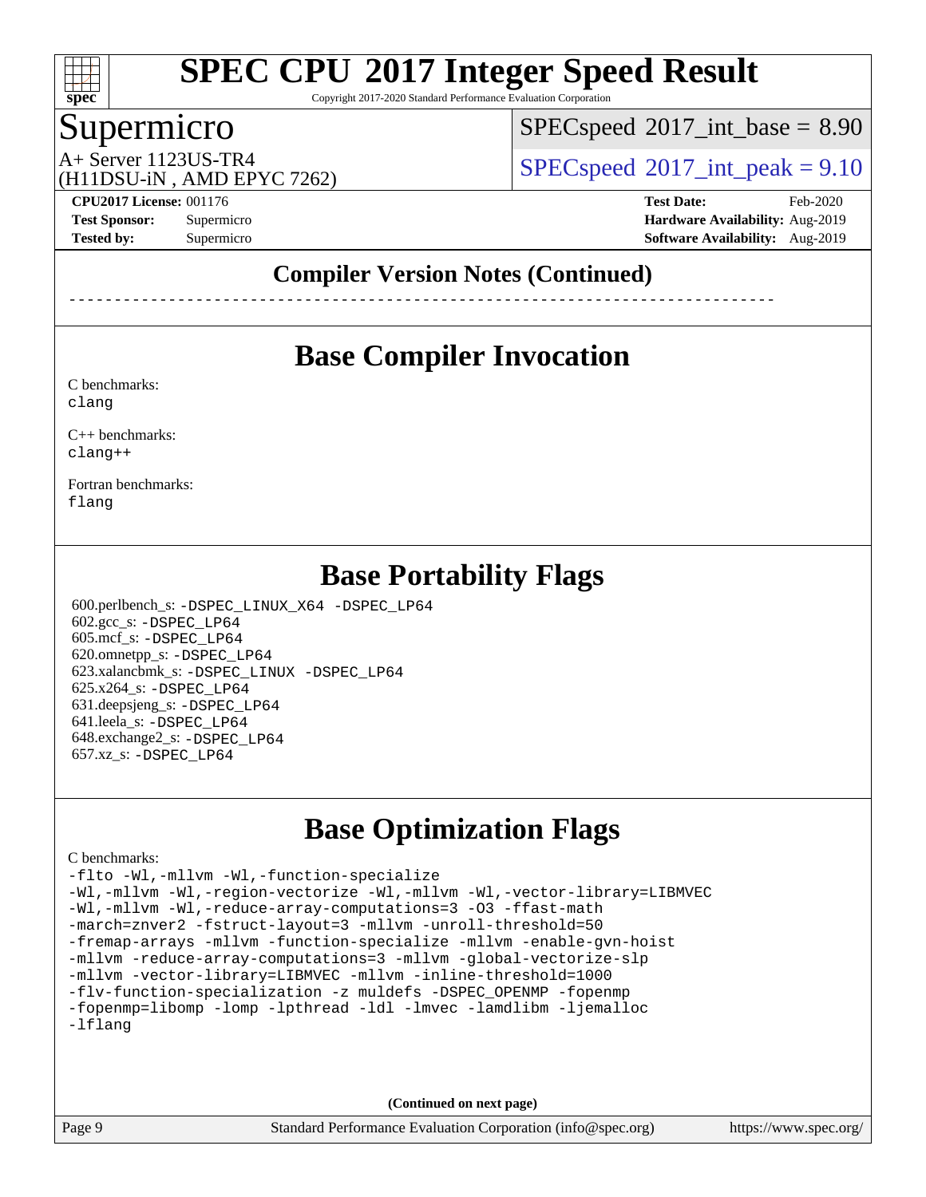## Compiler Version Notes (Continued)

------------------------------------------------------------------------------

## Base Compiler Invocation

C benchmarks:
clang

C++ benchmarks:
clang++

Fortran benchmarks:
flang

## Base Portability Flags

600.perlbench_s: -DSPEC_LINUX_X64 -DSPEC_LP64
602.gcc_s: -DSPEC_LP64
605.mcf_s: -DSPEC_LP64
620.omnetpp_s: -DSPEC_LP64
623.xalancbmk_s: -DSPEC_LINUX -DSPEC_LP64
625.x264_s: -DSPEC_LP64
631.deepsjeng_s: -DSPEC_LP64
641.leela_s: -DSPEC_LP64
648.exchange2_s: -DSPEC_LP64
657.xz_s: -DSPEC_LP64

## Base Optimization Flags

C benchmarks:

```
-flto -Wl,-mllvm -Wl,-function-specialize
-Wl,-mllvm -Wl,-region-vectorize -Wl,-mllvm -Wl,-vector-library=LIBMVEC
-Wl,-mllvm -Wl,-reduce-array-computations=3 -O3 -ffast-math
-march=znver2 -fstruct-layout=3 -mllvm -unroll-threshold=50
-fremap-arrays -mllvm -function-specialize -mllvm -enable-gvn-hoist
-mllvm -reduce-array-computations=3 -mllvm -global-vectorize-slp
-mllvm -vector-library=LIBMVEC -mllvm -inline-threshold=1000
-flv-function-specialization -z muldefs -DSPEC_OPENMP -fopenmp
-fopenmp=libomp -lomp -lpthread -ldl -lmvec -lamdlibm -ljemalloc
-lflang
```

(Continued on next page)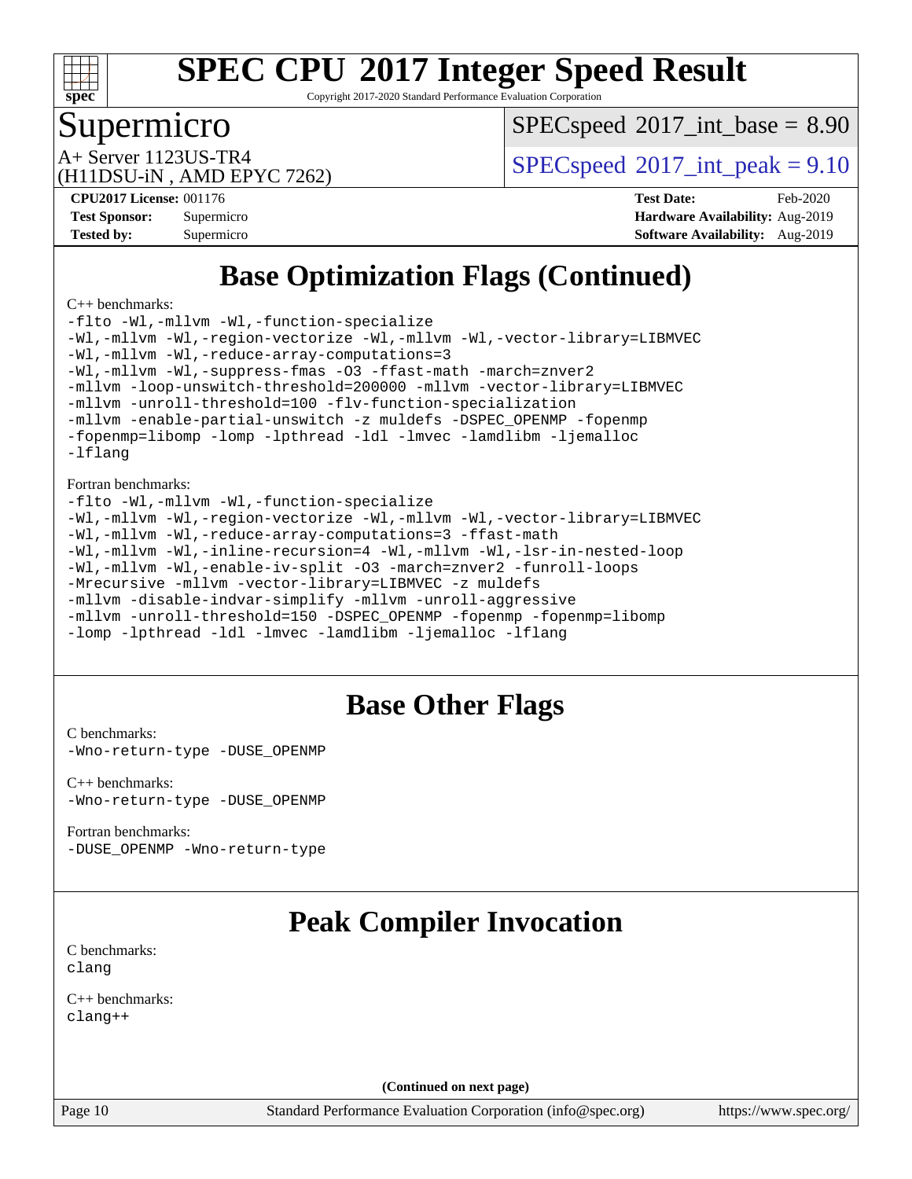# Base Optimization Flags (Continued)

C++ benchmarks:

```
-flto -Wl,-mllvm -Wl,-function-specialize
-Wl,-mllvm -Wl,-region-vectorize -Wl,-mllvm -Wl,-vector-library=LIBMVEC
-Wl,-mllvm -Wl,-reduce-array-computations=3
-Wl,-mllvm -Wl,-suppress-fmas -O3 -ffast-math -march=znver2
-mllvm -loop-unswitch-threshold=200000 -mllvm -vector-library=LIBMVEC
-mllvm -unroll-threshold=100 -flv-function-specialization
-mllvm -enable-partial-unswitch -z muldefs -DSPEC_OPENMP -fopenmp
-fopenmp=libomp -lomp -lpthread -ldl -lmvec -lamdlibm -ljemalloc
-lflang
```

Fortran benchmarks:

```
-flto -Wl,-mllvm -Wl,-function-specialize
-Wl,-mllvm -Wl,-region-vectorize -Wl,-mllvm -Wl,-vector-library=LIBMVEC
-Wl,-mllvm -Wl,-reduce-array-computations=3 -ffast-math
-Wl,-mllvm -Wl,-inline-recursion=4 -Wl,-mllvm -Wl,-lsr-in-nested-loop
-Wl,-mllvm -Wl,-enable-iv-split -O3 -march=znver2 -funroll-loops
-Mrecursive -mllvm -vector-library=LIBMVEC -z muldefs
-mllvm -disable-indvar-simplify -mllvm -unroll-aggressive
-mllvm -unroll-threshold=150 -DSPEC_OPENMP -fopenmp -fopenmp=libomp
-lomp -lpthread -ldl -lmvec -lamdlibm -ljemalloc -lflang
```

# Base Other Flags

C benchmarks:

```
-Wno-return-type -DUSE_OPENMP
```

C++ benchmarks:

```
-Wno-return-type -DUSE_OPENMP
```

Fortran benchmarks:

```
-DUSE_OPENMP -Wno-return-type
```

# Peak Compiler Invocation

C benchmarks:

```
clang
```

C++ benchmarks:

```
clang++
```

(Continued on next page)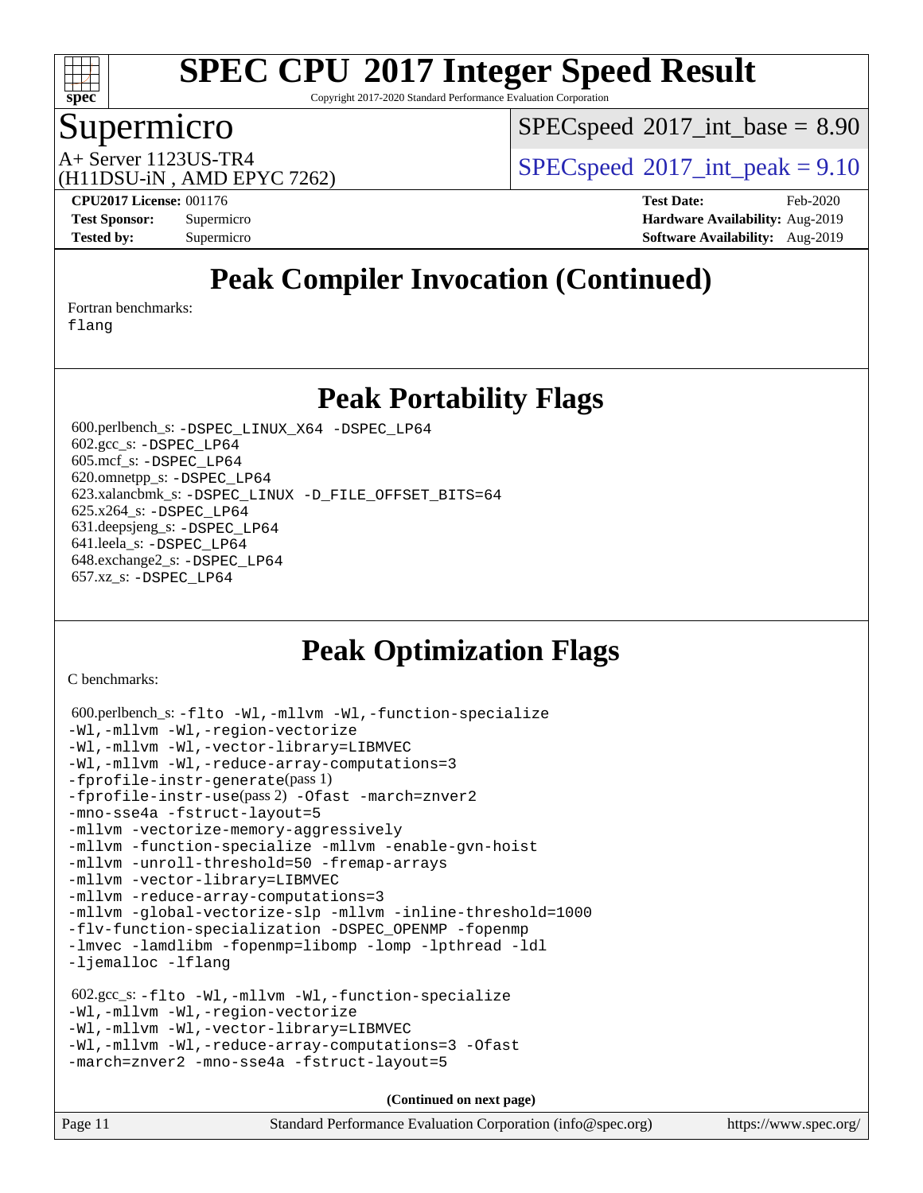# SPEC CPU 2017 Integer Speed Result

Copyright 2017-2020 Standard Performance Evaluation Corporation

## Supermicro

A+ Server 1123US-TR4
(H11DSU-iN , AMD EPYC 7262)

SPECspeed 2017_int_base = 8.90

SPECspeed 2017_int_peak = 9.10

**CPU2017 License:** 001176
**Test Sponsor:** Supermicro
**Tested by:** Supermicro

**Test Date:** Feb-2020
**Hardware Availability:** Aug-2019
**Software Availability:** Aug-2019

## Peak Compiler Invocation (Continued)

Fortran benchmarks:
flang

## Peak Portability Flags

600.perlbench_s: -DSPEC_LINUX_X64 -DSPEC_LP64
602.gcc_s: -DSPEC_LP64
605.mcf_s: -DSPEC_LP64
620.omnetpp_s: -DSPEC_LP64
623.xalancbmk_s: -DSPEC_LINUX -D_FILE_OFFSET_BITS=64
625.x264_s: -DSPEC_LP64
631.deepsjeng_s: -DSPEC_LP64
641.leela_s: -DSPEC_LP64
648.exchange2_s: -DSPEC_LP64
657.xz_s: -DSPEC_LP64

## Peak Optimization Flags

C benchmarks:

600.perlbench_s: -flto -Wl,-mllvm -Wl,-function-specialize
-Wl,-mllvm -Wl,-region-vectorize
-Wl,-mllvm -Wl,-vector-library=LIBMVEC
-Wl,-mllvm -Wl,-reduce-array-computations=3
-fprofile-instr-generate(pass 1)
-fprofile-instr-use(pass 2) -Ofast -march=znver2
-mno-sse4a -fstruct-layout=5
-mllvm -vectorize-memory-aggressively
-mllvm -function-specialize -mllvm -enable-gvn-hoist
-mllvm -unroll-threshold=50 -fremap-arrays
-mllvm -vector-library=LIBMVEC
-mllvm -reduce-array-computations=3
-mllvm -global-vectorize-slp -mllvm -inline-threshold=1000
-flv-function-specialization -DSPEC_OPENMP -fopenmp
-lmvec -lamdlibm -fopenmp=libomp -lomp -lpthread -ldl
-ljemalloc -lflang

602.gcc_s: -flto -Wl,-mllvm -Wl,-function-specialize
-Wl,-mllvm -Wl,-region-vectorize
-Wl,-mllvm -Wl,-vector-library=LIBMVEC
-Wl,-mllvm -Wl,-reduce-array-computations=3 -Ofast
-march=znver2 -mno-sse4a -fstruct-layout=5

**(Continued on next page)**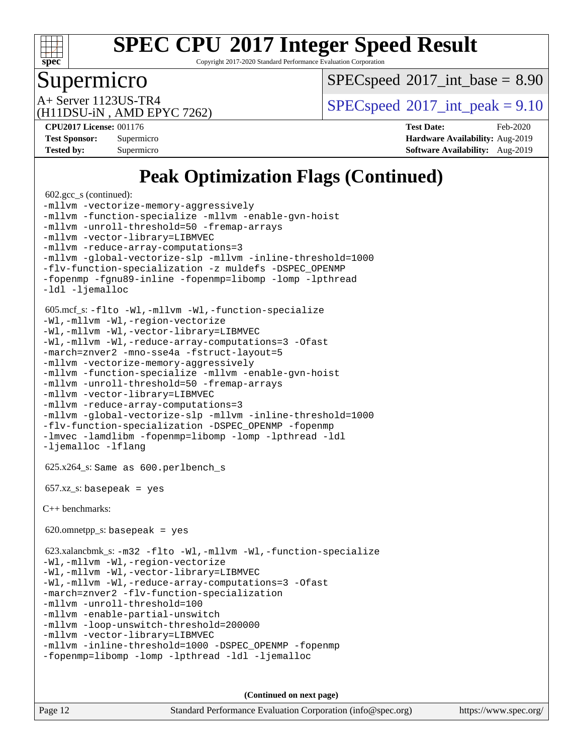# SPEC CPU 2017 Integer Speed Result

Copyright 2017-2020 Standard Performance Evaluation Corporation

## Supermicro

A+ Server 1123US-TR4
(H11DSU-iN , AMD EPYC 7262)

SPECspeed 2017_int_base = 8.90

SPECspeed 2017_int_peak = 9.10

**CPU2017 License:** 001176
**Test Sponsor:** Supermicro
**Tested by:** Supermicro

**Test Date:** Feb-2020
**Hardware Availability:** Aug-2019
**Software Availability:** Aug-2019

## Peak Optimization Flags (Continued)

602.gcc_s (continued):
```
-mllvm -vectorize-memory-aggressively
-mllvm -function-specialize -mllvm -enable-gvn-hoist
-mllvm -unroll-threshold=50 -fremap-arrays
-mllvm -vector-library=LIBMVEC
-mllvm -reduce-array-computations=3
-mllvm -global-vectorize-slp -mllvm -inline-threshold=1000
-flv-function-specialization -z muldefs -DSPEC_OPENMP
-fopenmp -fgnu89-inline -fopenmp=libomp -lomp -lpthread
-ldl -ljemalloc
```

605.mcf_s:
```
-flto -Wl,-mllvm -Wl,-function-specialize
-Wl,-mllvm -Wl,-region-vectorize
-Wl,-mllvm -Wl,-vector-library=LIBMVEC
-Wl,-mllvm -Wl,-reduce-array-computations=3 -Ofast
-march=znver2 -mno-sse4a -fstruct-layout=5
-mllvm -vectorize-memory-aggressively
-mllvm -function-specialize -mllvm -enable-gvn-hoist
-mllvm -unroll-threshold=50 -fremap-arrays
-mllvm -vector-library=LIBMVEC
-mllvm -reduce-array-computations=3
-mllvm -global-vectorize-slp -mllvm -inline-threshold=1000
-flv-function-specialization -DSPEC_OPENMP -fopenmp
-lmvec -lamdlibm -fopenmp=libomp -lomp -lpthread -ldl
-ljemalloc -lflang
```

625.x264_s: `Same as 600.perlbench_s`

657.xz_s: `basepeak = yes`

C++ benchmarks:

620.omnetpp_s: `basepeak = yes`

623.xalancbmk_s:
```
-m32 -flto -Wl,-mllvm -Wl,-function-specialize
-Wl,-mllvm -Wl,-region-vectorize
-Wl,-mllvm -Wl,-vector-library=LIBMVEC
-Wl,-mllvm -Wl,-reduce-array-computations=3 -Ofast
-march=znver2 -flv-function-specialization
-mllvm -unroll-threshold=100
-mllvm -enable-partial-unswitch
-mllvm -loop-unswitch-threshold=200000
-mllvm -vector-library=LIBMVEC
-mllvm -inline-threshold=1000 -DSPEC_OPENMP -fopenmp
-fopenmp=libomp -lomp -lpthread -ldl -ljemalloc
```

**(Continued on next page)**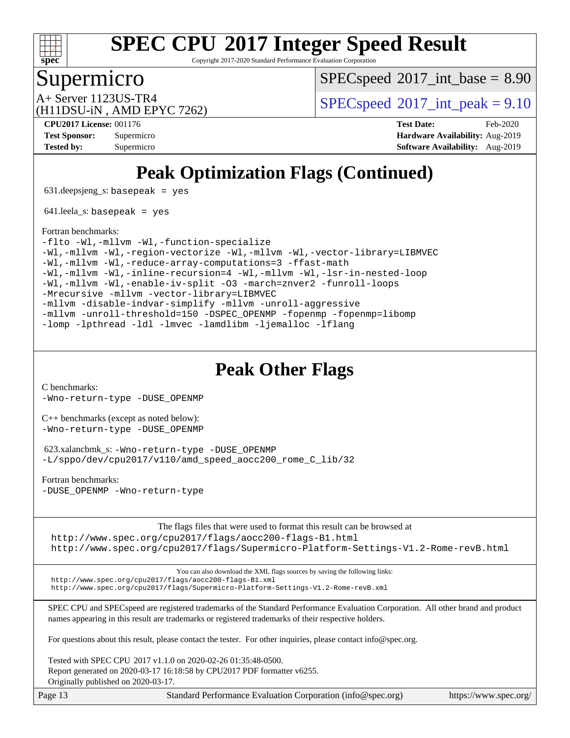# SPEC CPU 2017 Integer Speed Result

Copyright 2017-2020 Standard Performance Evaluation Corporation

## Supermicro

A+ Server 1123US-TR4
(H11DSU-iN , AMD EPYC 7262)

SPECspeed 2017_int_base = 8.90

SPECspeed 2017_int_peak = 9.10

**CPU2017 License:** 001176
**Test Sponsor:** Supermicro
**Tested by:** Supermicro

**Test Date:** Feb-2020
**Hardware Availability:** Aug-2019
**Software Availability:** Aug-2019

## Peak Optimization Flags (Continued)

631.deepsjeng_s: basepeak = yes

641.leela_s: basepeak = yes

Fortran benchmarks:

```
-flto -Wl,-mllvm -Wl,-function-specialize
-Wl,-mllvm -Wl,-region-vectorize -Wl,-mllvm -Wl,-vector-library=LIBMVEC
-Wl,-mllvm -Wl,-reduce-array-computations=3 -ffast-math
-Wl,-mllvm -Wl,-inline-recursion=4 -Wl,-mllvm -Wl,-lsr-in-nested-loop
-Wl,-mllvm -Wl,-enable-iv-split -O3 -march=znver2 -funroll-loops
-Mrecursive -mllvm -vector-library=LIBMVEC
-mllvm -disable-indvar-simplify -mllvm -unroll-aggressive
-mllvm -unroll-threshold=150 -DSPEC_OPENMP -fopenmp -fopenmp=libomp
-lomp -lpthread -ldl -lmvec -lamdlibm -ljemalloc -lflang
```

## Peak Other Flags

C benchmarks:

```
-Wno-return-type -DUSE_OPENMP
```

C++ benchmarks (except as noted below):

```
-Wno-return-type -DUSE_OPENMP
```

623.xalancbmk_s: -Wno-return-type -DUSE_OPENMP
-L/sppo/dev/cpu2017/v110/amd_speed_aocc200_rome_C_lib/32

Fortran benchmarks:

```
-DUSE_OPENMP -Wno-return-type
```

The flags files that were used to format this result can be browsed at
http://www.spec.org/cpu2017/flags/aocc200-flags-B1.html
http://www.spec.org/cpu2017/flags/Supermicro-Platform-Settings-V1.2-Rome-revB.html

You can also download the XML flags sources by saving the following links:
http://www.spec.org/cpu2017/flags/aocc200-flags-B1.xml
http://www.spec.org/cpu2017/flags/Supermicro-Platform-Settings-V1.2-Rome-revB.xml

SPEC CPU and SPECspeed are registered trademarks of the Standard Performance Evaluation Corporation. All other brand and product names appearing in this result are trademarks or registered trademarks of their respective holders.

For questions about this result, please contact the tester. For other inquiries, please contact info@spec.org.

Tested with SPEC CPU 2017 v1.1.0 on 2020-02-26 01:35:48-0500.
Report generated on 2020-03-17 16:18:58 by CPU2017 PDF formatter v6255.
Originally published on 2020-03-17.